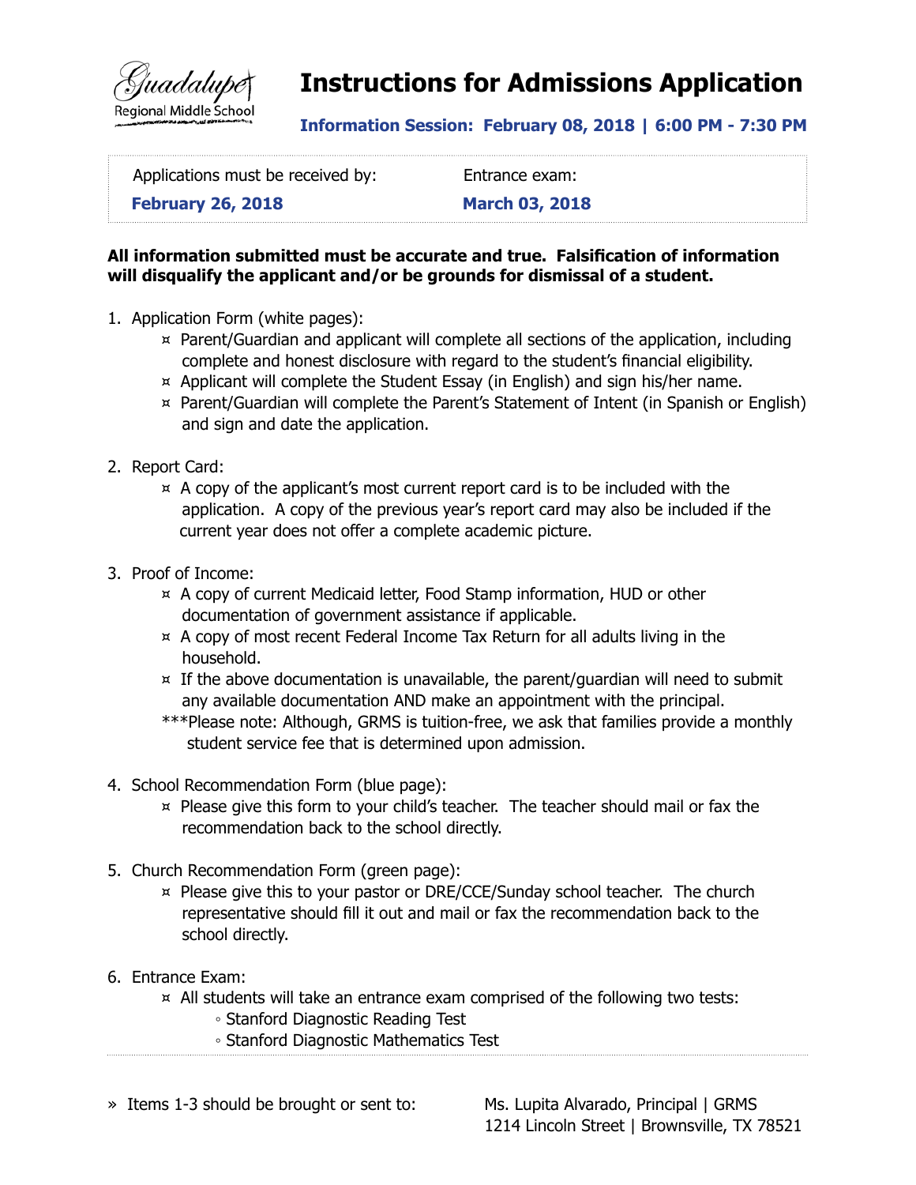Guadalupe Regional Middle School

# Instructions for Admissions Application

**Information Session: February 08, 2018 | 6:00 PM - 7:30 PM**

| Applications must be received by: | Entrance exam: |
|---|---|
| **February 26, 2018** | **March 03, 2018** |

**All information submitted must be accurate and true. Falsification of information will disqualify the applicant and/or be grounds for dismissal of a student.**

1. Application Form (white pages):
   - Parent/Guardian and applicant will complete all sections of the application, including complete and honest disclosure with regard to the student's financial eligibility.
   - Applicant will complete the Student Essay (in English) and sign his/her name.
   - Parent/Guardian will complete the Parent's Statement of Intent (in Spanish or English) and sign and date the application.

2. Report Card:
   - A copy of the applicant's most current report card is to be included with the application. A copy of the previous year's report card may also be included if the current year does not offer a complete academic picture.

3. Proof of Income:
   - A copy of current Medicaid letter, Food Stamp information, HUD or other documentation of government assistance if applicable.
   - A copy of most recent Federal Income Tax Return for all adults living in the household.
   - If the above documentation is unavailable, the parent/guardian will need to submit any available documentation AND make an appointment with the principal.

   ***Please note: Although, GRMS is tuition-free, we ask that families provide a monthly student service fee that is determined upon admission.

4. School Recommendation Form (blue page):
   - Please give this form to your child's teacher. The teacher should mail or fax the recommendation back to the school directly.

5. Church Recommendation Form (green page):
   - Please give this to your pastor or DRE/CCE/Sunday school teacher. The church representative should fill it out and mail or fax the recommendation back to the school directly.

6. Entrance Exam:
   - All students will take an entrance exam comprised of the following two tests:
     - Stanford Diagnostic Reading Test
     - Stanford Diagnostic Mathematics Test

» Items 1-3 should be brought or sent to: Ms. Lupita Alvarado, Principal | GRMS
1214 Lincoln Street | Brownsville, TX 78521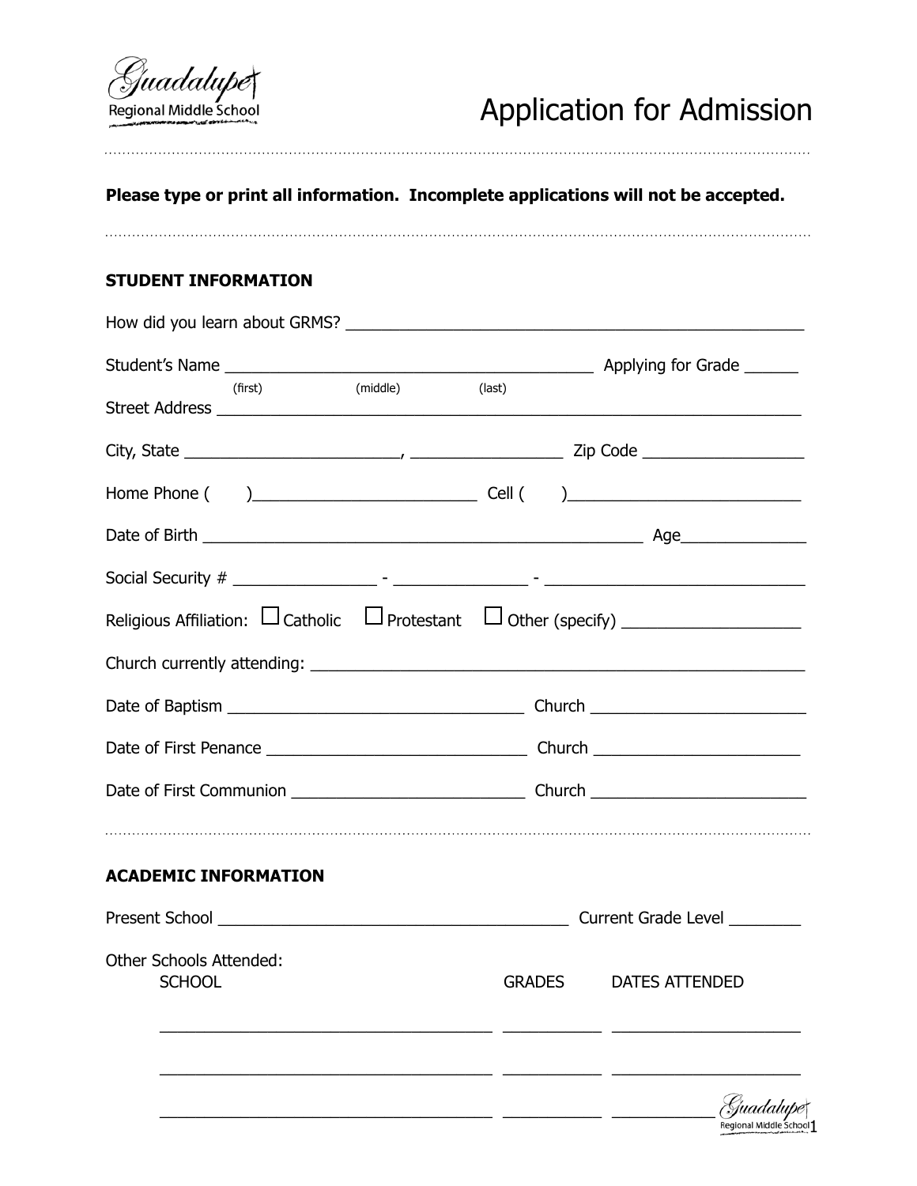Guadalupe Regional Middle School

# Application for Admission

**Please type or print all information. Incomplete applications will not be accepted.**

## STUDENT INFORMATION

How did you learn about GRMS? ___________________________________________________

Student's Name _________________________________________ Applying for Grade ______
(first) (middle) (last)

Street Address ______________________________________________________________

City, State ________________________, ________________ Zip Code _________________

Home Phone ( )________________________ Cell ( )_________________________

Date of Birth _________________________________________________ Age______________

Social Security # ________________ - _______________ - ____________________________

Religious Affiliation: ☐ Catholic ☐ Protestant ☐ Other (specify) ____________________

Church currently attending: ______________________________________________________

Date of Baptism _________________________________ Church _______________________

Date of First Penance _____________________________ Church ______________________

Date of First Communion __________________________ Church _______________________

## ACADEMIC INFORMATION

Present School ________________________________________ Current Grade Level ________

Other Schools Attended:

| SCHOOL | GRADES | DATES ATTENDED |
| --- | --- | --- |
| ___________________________________ | __________ | ____________________ |
| ___________________________________ | __________ | ____________________ |
| ___________________________________ | __________ | ____________________ |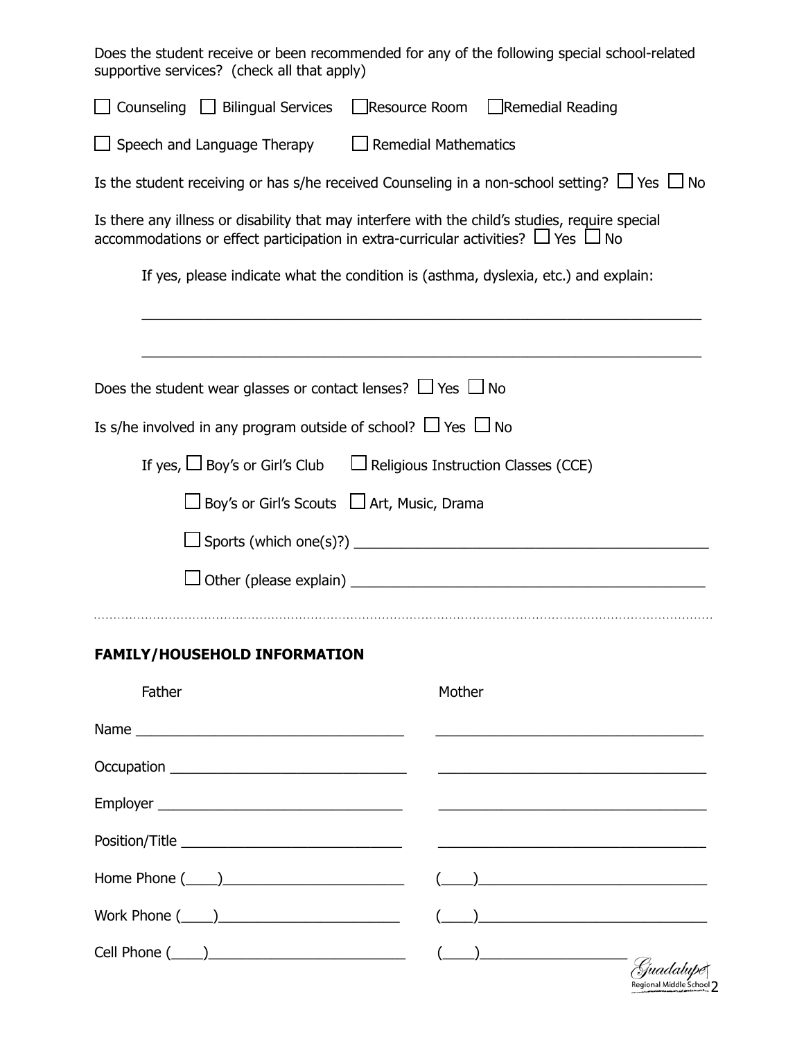Does the student receive or been recommended for any of the following special school-related supportive services? (check all that apply)

☐ Counseling ☐ Bilingual Services ☐ Resource Room ☐ Remedial Reading

☐ Speech and Language Therapy ☐ Remedial Mathematics

Is the student receiving or has s/he received Counseling in a non-school setting? ☐ Yes ☐ No

Is there any illness or disability that may interfere with the child's studies, require special accommodations or effect participation in extra-curricular activities? ☐ Yes ☐ No

If yes, please indicate what the condition is (asthma, dyslexia, etc.) and explain:

_______________________________________________________________________

_______________________________________________________________________

Does the student wear glasses or contact lenses? ☐ Yes ☐ No

Is s/he involved in any program outside of school? ☐ Yes ☐ No

If yes, ☐ Boy's or Girl's Club ☐ Religious Instruction Classes (CCE)

☐ Boy's or Girl's Scouts ☐ Art, Music, Drama

☐ Sports (which one(s)?) ____________________________________________

☐ Other (please explain) ____________________________________________

## FAMILY/HOUSEHOLD INFORMATION

| | Father | Mother |
| --- | --- | --- |
| Name | ______________________________ | ______________________________ |
| Occupation | ______________________________ | ______________________________ |
| Employer | ______________________________ | ______________________________ |
| Position/Title | ______________________________ | ______________________________ |
| Home Phone | (____)________________________ | (____)________________________ |
| Work Phone | (____)________________________ | (____)________________________ |
| Cell Phone | (____)________________________ | (____)________________________ |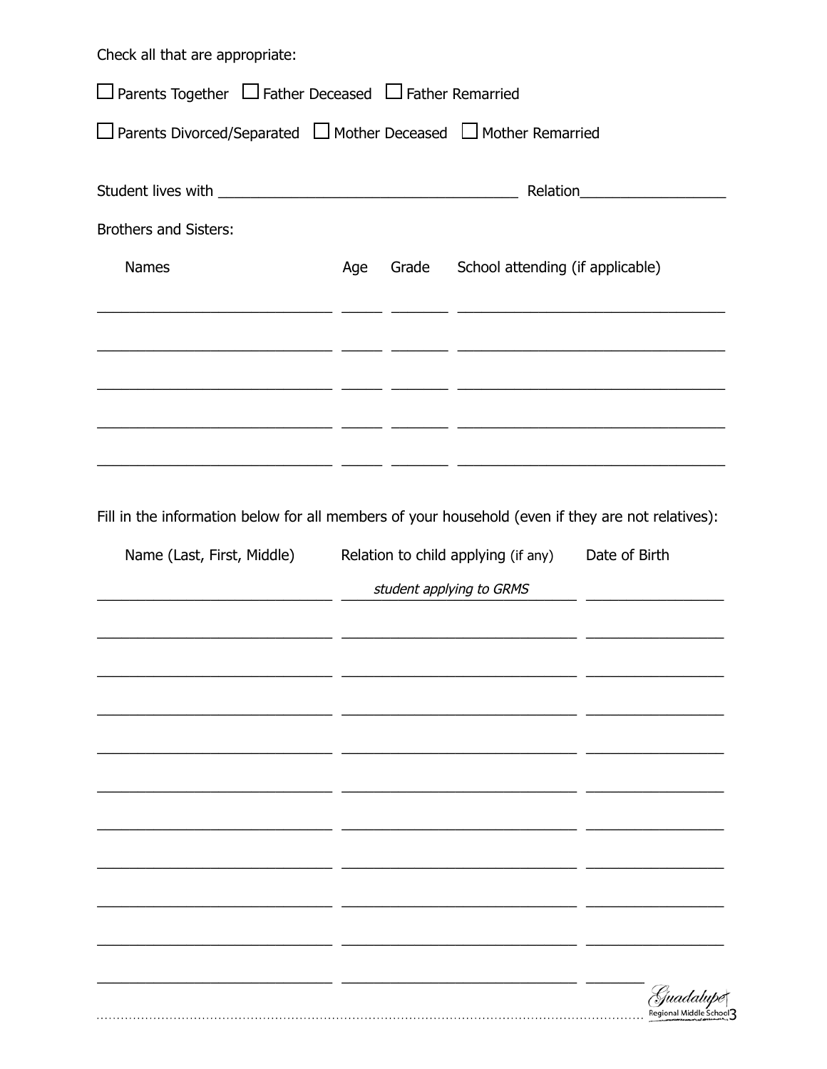Check all that are appropriate:

☐ Parents Together ☐ Father Deceased ☐ Father Remarried

☐ Parents Divorced/Separated ☐ Mother Deceased ☐ Mother Remarried

Student lives with ____________________________________ Relation_________________

Brothers and Sisters:

| Names | Age | Grade | School attending (if applicable) |
|---|---|---|---|
| | | | |
| | | | |
| | | | |
| | | | |
| | | | |

Fill in the information below for all members of your household (even if they are not relatives):

| Name (Last, First, Middle) | Relation to child applying (if any) | Date of Birth |
|---|---|---|
| | *student applying to GRMS* | |
| | | |
| | | |
| | | |
| | | |
| | | |
| | | |
| | | |
| | | |
| | | |
| | | |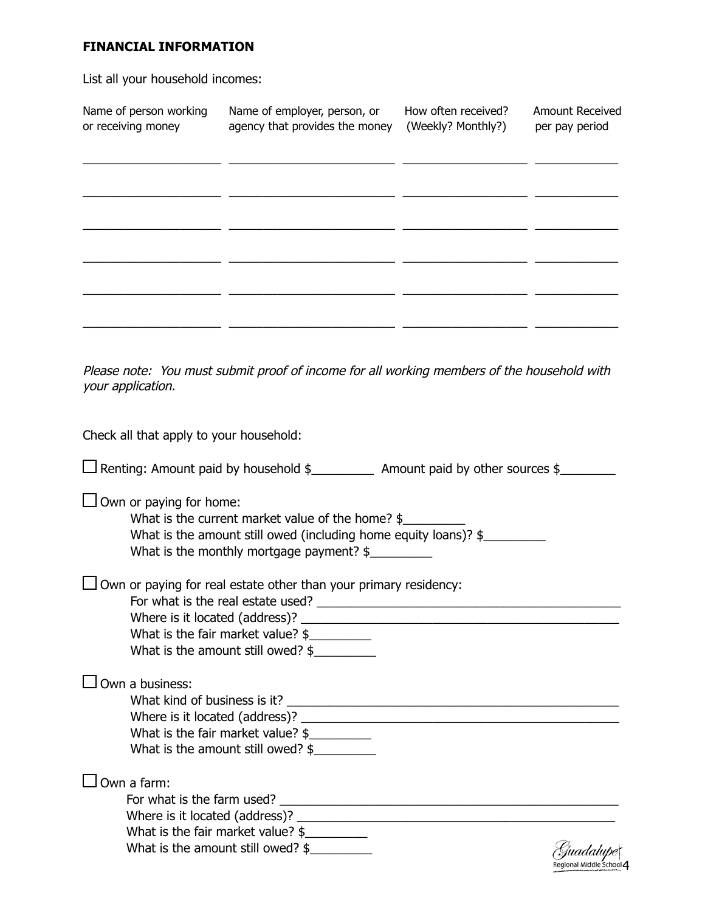**FINANCIAL INFORMATION**

List all your household incomes:

| Name of person working or receiving money | Name of employer, person, or agency that provides the money | How often received? (Weekly? Monthly?) | Amount Received per pay period |
|---|---|---|---|
| | | | |
| | | | |
| | | | |
| | | | |
| | | | |
| | | | |

*Please note: You must submit proof of income for all working members of the household with your application.*

Check all that apply to your household:

☐ Renting: Amount paid by household $_________ Amount paid by other sources $________

☐ Own or paying for home:
- What is the current market value of the home? $_________
- What is the amount still owed (including home equity loans)? $_________
- What is the monthly mortgage payment? $_________

☐ Own or paying for real estate other than your primary residency:
- For what is the real estate used? _______________________________________________
- Where is it located (address)? _________________________________________________
- What is the fair market value? $_________
- What is the amount still owed? $_________

☐ Own a business:
- What kind of business is it? __________________________________________________
- Where is it located (address)? _________________________________________________
- What is the fair market value? $_________
- What is the amount still owed? $_________

☐ Own a farm:
- For what is the farm used? ___________________________________________________
- Where is it located (address)? ________________________________________________
- What is the fair market value? $_________
- What is the amount still owed? $_________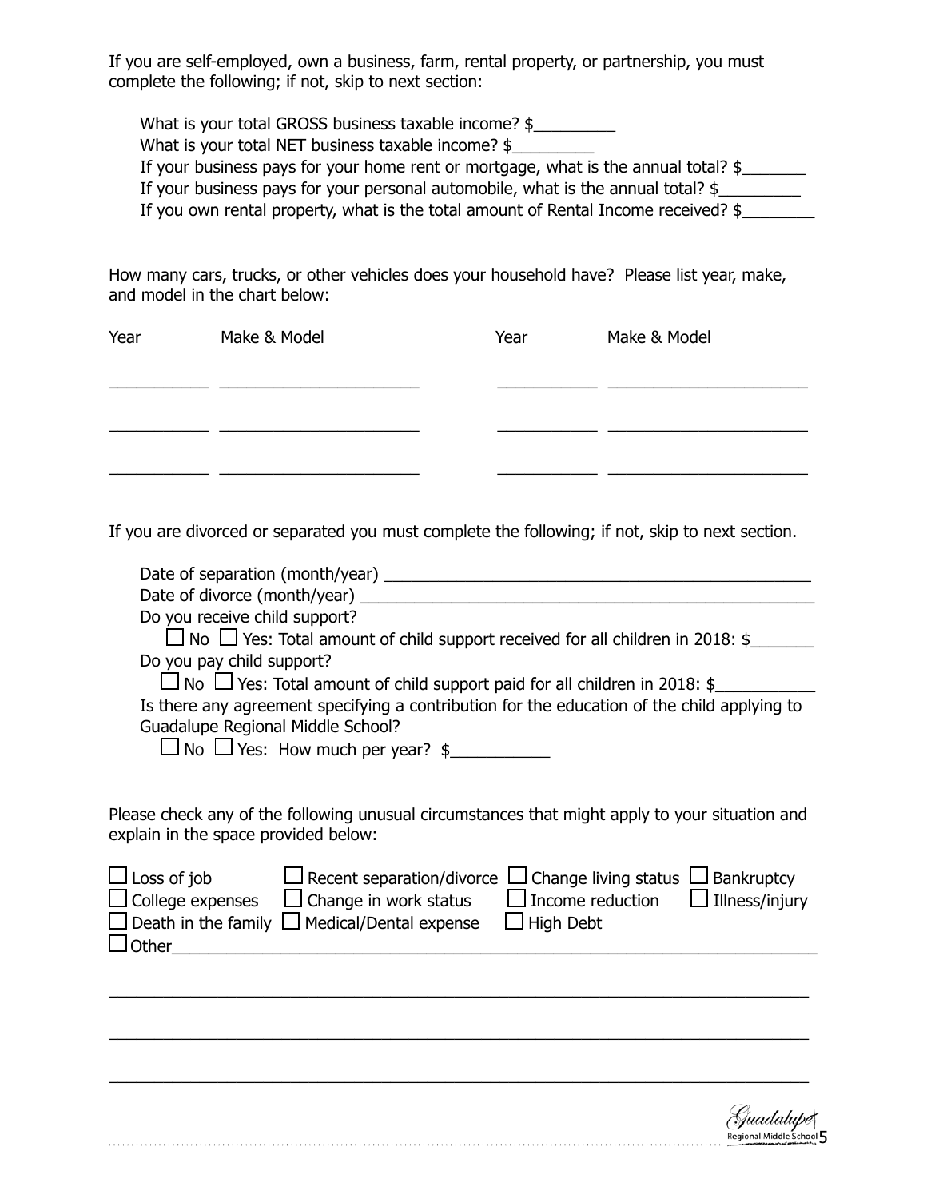If you are self-employed, own a business, farm, rental property, or partnership, you must complete the following; if not, skip to next section:

What is your total GROSS business taxable income? $_________
What is your total NET business taxable income? $_________
If your business pays for your home rent or mortgage, what is the annual total? $_______
If your business pays for your personal automobile, what is the annual total? $_________
If you own rental property, what is the total amount of Rental Income received? $________

How many cars, trucks, or other vehicles does your household have? Please list year, make, and model in the chart below:

| Year | Make & Model | Year | Make & Model |
|---|---|---|---|
| ___________ | ______________________ | ___________ | ______________________ |
| ___________ | ______________________ | ___________ | ______________________ |
| ___________ | ______________________ | ___________ | ______________________ |

If you are divorced or separated you must complete the following; if not, skip to next section.

Date of separation (month/year) ________________________________________________
Date of divorce (month/year) __________________________________________________
Do you receive child support?
☐ No ☐ Yes: Total amount of child support received for all children in 2018: $_______
Do you pay child support?
☐ No ☐ Yes: Total amount of child support paid for all children in 2018: $___________
Is there any agreement specifying a contribution for the education of the child applying to Guadalupe Regional Middle School?
☐ No ☐ Yes: How much per year? $___________

Please check any of the following unusual circumstances that might apply to your situation and explain in the space provided below:

☐ Loss of job ☐ Recent separation/divorce ☐ Change living status ☐ Bankruptcy
☐ College expenses ☐ Change in work status ☐ Income reduction ☐ Illness/injury
☐ Death in the family ☐ Medical/Dental expense ☐ High Debt
☐ Other___________________________________________________________________________

_____________________________________________________________________________

_____________________________________________________________________________

_____________________________________________________________________________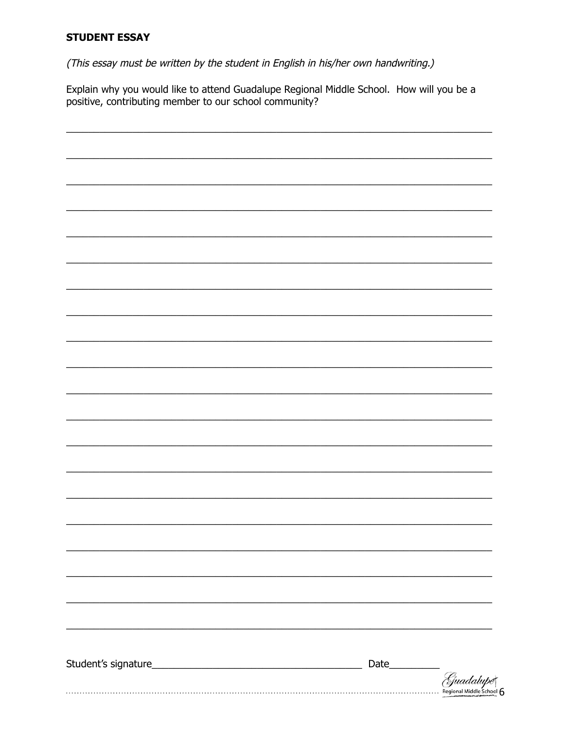**STUDENT ESSAY**

*(This essay must be written by the student in English in his/her own handwriting.)*

Explain why you would like to attend Guadalupe Regional Middle School. How will you be a positive, contributing member to our school community?

___________________________________________________________________________

___________________________________________________________________________

___________________________________________________________________________

___________________________________________________________________________

___________________________________________________________________________

___________________________________________________________________________

___________________________________________________________________________

___________________________________________________________________________

___________________________________________________________________________

___________________________________________________________________________

___________________________________________________________________________

___________________________________________________________________________

___________________________________________________________________________

___________________________________________________________________________

___________________________________________________________________________

___________________________________________________________________________

___________________________________________________________________________

___________________________________________________________________________

___________________________________________________________________________

___________________________________________________________________________

Student's signature_______________________________________ Date_________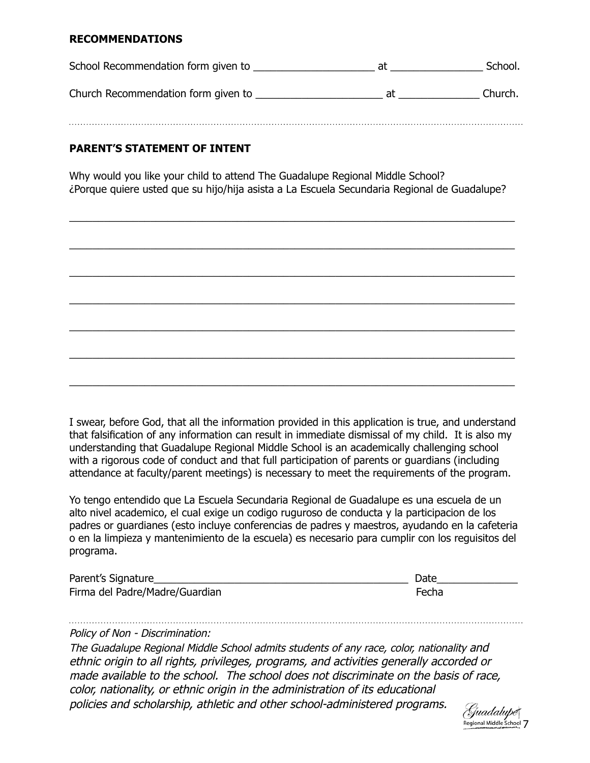**RECOMMENDATIONS**

School Recommendation form given to ____________________ at _______________ School.

Church Recommendation form given to _____________________ at _____________ Church.

**PARENT'S STATEMENT OF INTENT**

Why would you like your child to attend The Guadalupe Regional Middle School?
¿Porque quiere usted que su hijo/hija asista a La Escuela Secundaria Regional de Guadalupe?

_______________________________________________________________________________

_______________________________________________________________________________

_______________________________________________________________________________

_______________________________________________________________________________

_______________________________________________________________________________

_______________________________________________________________________________

_______________________________________________________________________________

I swear, before God, that all the information provided in this application is true, and understand that falsification of any information can result in immediate dismissal of my child. It is also my understanding that Guadalupe Regional Middle School is an academically challenging school with a rigorous code of conduct and that full participation of parents or guardians (including attendance at faculty/parent meetings) is necessary to meet the requirements of the program.

Yo tengo entendido que La Escuela Secundaria Regional de Guadalupe es una escuela de un alto nivel academico, el cual exige un codigo ruguroso de conducta y la participacion de los padres or guardianes (esto incluye conferencias de padres y maestros, ayudando en la cafeteria o en la limpieza y mantenimiento de la escuela) es necesario para cumplir con los reguisitos del programa.

Parent's Signature____________________________________________ Date_____________
Firma del Padre/Madre/Guardian Fecha

*Policy of Non - Discrimination:*

*The Guadalupe Regional Middle School admits students of any race, color, nationality and ethnic origin to all rights, privileges, programs, and activities generally accorded or made available to the school. The school does not discriminate on the basis of race, color, nationality, or ethnic origin in the administration of its educational policies and scholarship, athletic and other school-administered programs.*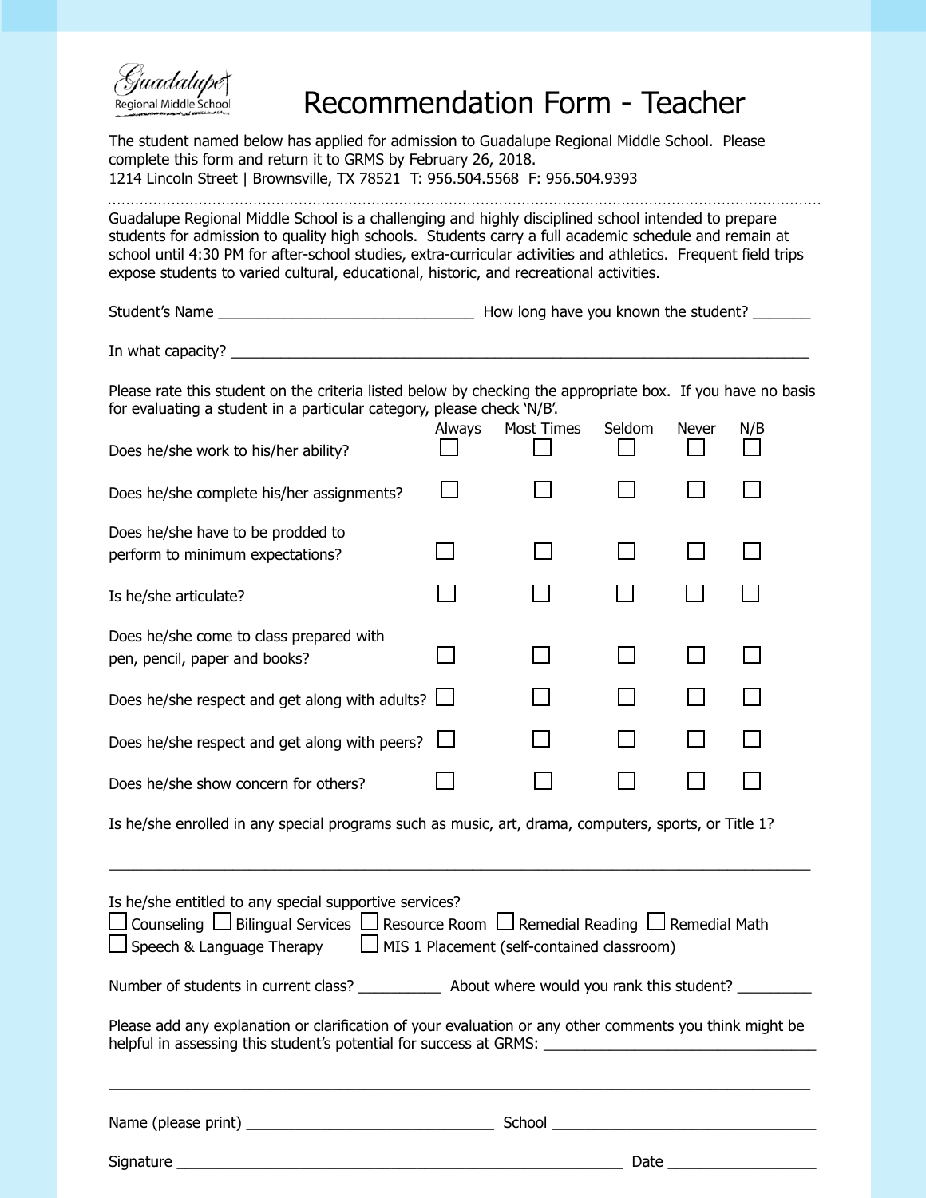Guadalupe Regional Middle School

# Recommendation Form - Teacher

The student named below has applied for admission to Guadalupe Regional Middle School. Please complete this form and return it to GRMS by February 26, 2018.
1214 Lincoln Street | Brownsville, TX 78521 T: 956.504.5568 F: 956.504.9393

---

Guadalupe Regional Middle School is a challenging and highly disciplined school intended to prepare students for admission to quality high schools. Students carry a full academic schedule and remain at school until 4:30 PM for after-school studies, extra-curricular activities and athletics. Frequent field trips expose students to varied cultural, educational, historic, and recreational activities.

Student's Name _______________________________ How long have you known the student? _______

In what capacity? _______________________________________________________________________

Please rate this student on the criteria listed below by checking the appropriate box. If you have no basis for evaluating a student in a particular category, please check 'N/B'.

| | Always | Most Times | Seldom | Never | N/B |
|---|---|---|---|---|---|
| Does he/she work to his/her ability? | ☐ | ☐ | ☐ | ☐ | ☐ |
| Does he/she complete his/her assignments? | ☐ | ☐ | ☐ | ☐ | ☐ |
| Does he/she have to be prodded to perform to minimum expectations? | ☐ | ☐ | ☐ | ☐ | ☐ |
| Is he/she articulate? | ☐ | ☐ | ☐ | ☐ | ☐ |
| Does he/she come to class prepared with pen, pencil, paper and books? | ☐ | ☐ | ☐ | ☐ | ☐ |
| Does he/she respect and get along with adults? | ☐ | ☐ | ☐ | ☐ | ☐ |
| Does he/she respect and get along with peers? | ☐ | ☐ | ☐ | ☐ | ☐ |
| Does he/she show concern for others? | ☐ | ☐ | ☐ | ☐ | ☐ |

Is he/she enrolled in any special programs such as music, art, drama, computers, sports, or Title 1?

_______________________________________________________________________________________

Is he/she entitled to any special supportive services?
☐ Counseling ☐ Bilingual Services ☐ Resource Room ☐ Remedial Reading ☐ Remedial Math
☐ Speech & Language Therapy ☐ MIS 1 Placement (self-contained classroom)

Number of students in current class? __________ About where would you rank this student? _________

Please add any explanation or clarification of your evaluation or any other comments you think might be helpful in assessing this student's potential for success at GRMS: _________________________________

_______________________________________________________________________________________

Name (please print) ______________________________ School _________________________________

Signature ______________________________________________________ Date ___________________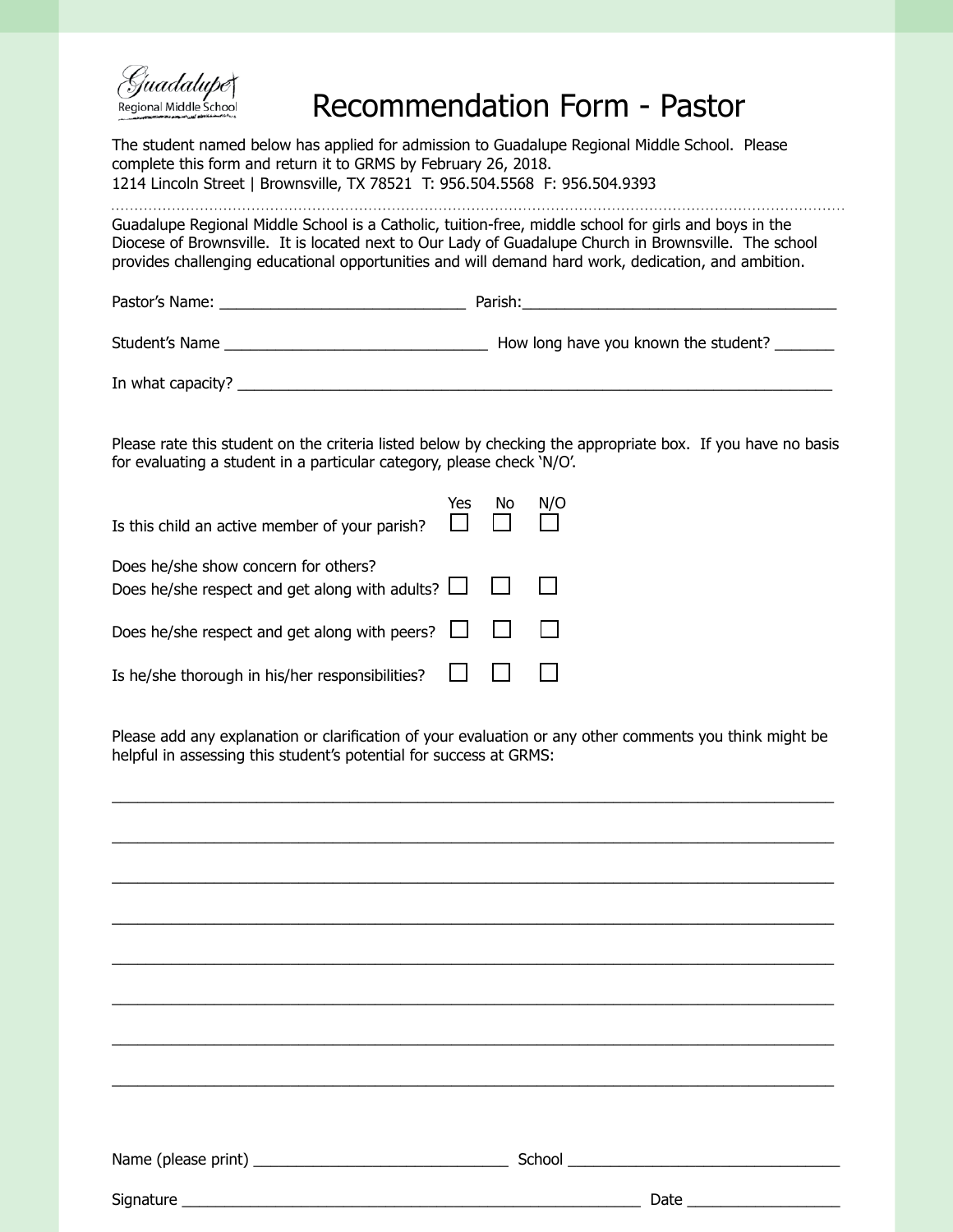Guadalupe Regional Middle School

# Recommendation Form - Pastor

The student named below has applied for admission to Guadalupe Regional Middle School. Please complete this form and return it to GRMS by February 26, 2018.
1214 Lincoln Street | Brownsville, TX 78521 T: 956.504.5568 F: 956.504.9393

Guadalupe Regional Middle School is a Catholic, tuition-free, middle school for girls and boys in the Diocese of Brownsville. It is located next to Our Lady of Guadalupe Church in Brownsville. The school provides challenging educational opportunities and will demand hard work, dedication, and ambition.

Pastor's Name: ____________________________ Parish: ____________________________________

Student's Name ______________________________ How long have you known the student? _______

In what capacity? ____________________________________________________________________

Please rate this student on the criteria listed below by checking the appropriate box. If you have no basis for evaluating a student in a particular category, please check 'N/O'.

| | Yes | No | N/O |
|---|---|---|---|
| Is this child an active member of your parish? | ☐ | ☐ | ☐ |
| Does he/she show concern for others? Does he/she respect and get along with adults? | ☐ | ☐ | ☐ |
| Does he/she respect and get along with peers? | ☐ | ☐ | ☐ |
| Is he/she thorough in his/her responsibilities? | ☐ | ☐ | ☐ |

Please add any explanation or clarification of your evaluation or any other comments you think might be helpful in assessing this student's potential for success at GRMS:

________________________________________________________________________________

________________________________________________________________________________

________________________________________________________________________________

________________________________________________________________________________

________________________________________________________________________________

________________________________________________________________________________

________________________________________________________________________________

________________________________________________________________________________

Name (please print) _____________________________ School ________________________________

Signature ____________________________________________________ Date ________________